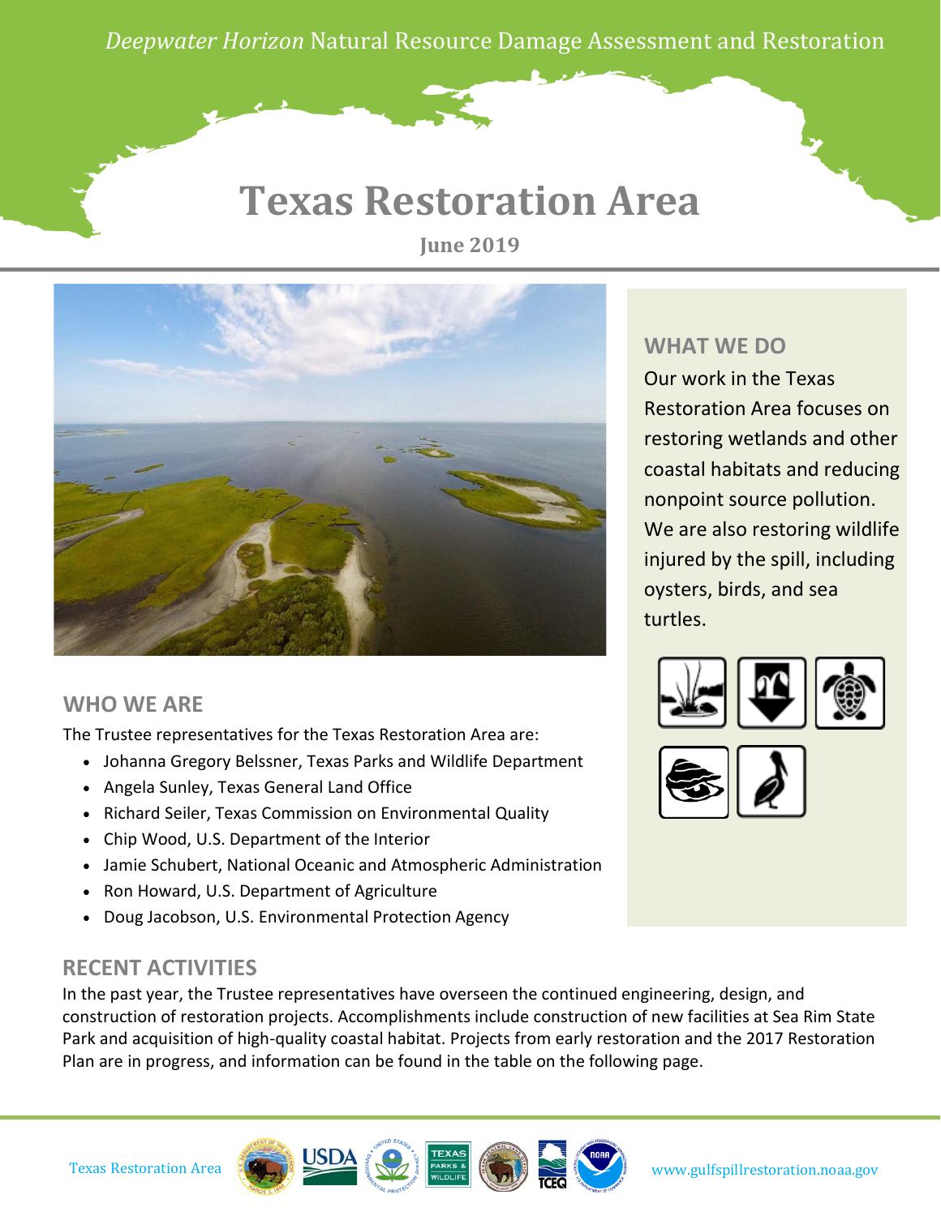*Deepwater Horizon* Natural Resource Damage Assessment and Restoration

# Texas Restoration Area

June 2019

## WHAT WE DO

Our work in the Texas Restoration Area focuses on restoring wetlands and other coastal habitats and reducing nonpoint source pollution. We are also restoring wildlife injured by the spill, including oysters, birds, and sea turtles.

## WHO WE ARE

The Trustee representatives for the Texas Restoration Area are:

- Johanna Gregory Belssner, Texas Parks and Wildlife Department
- Angela Sunley, Texas General Land Office
- Richard Seiler, Texas Commission on Environmental Quality
- Chip Wood, U.S. Department of the Interior
- Jamie Schubert, National Oceanic and Atmospheric Administration
- Ron Howard, U.S. Department of Agriculture
- Doug Jacobson, U.S. Environmental Protection Agency

## RECENT ACTIVITIES

In the past year, the Trustee representatives have overseen the continued engineering, design, and construction of restoration projects. Accomplishments include construction of new facilities at Sea Rim State Park and acquisition of high-quality coastal habitat. Projects from early restoration and the 2017 Restoration Plan are in progress, and information can be found in the table on the following page.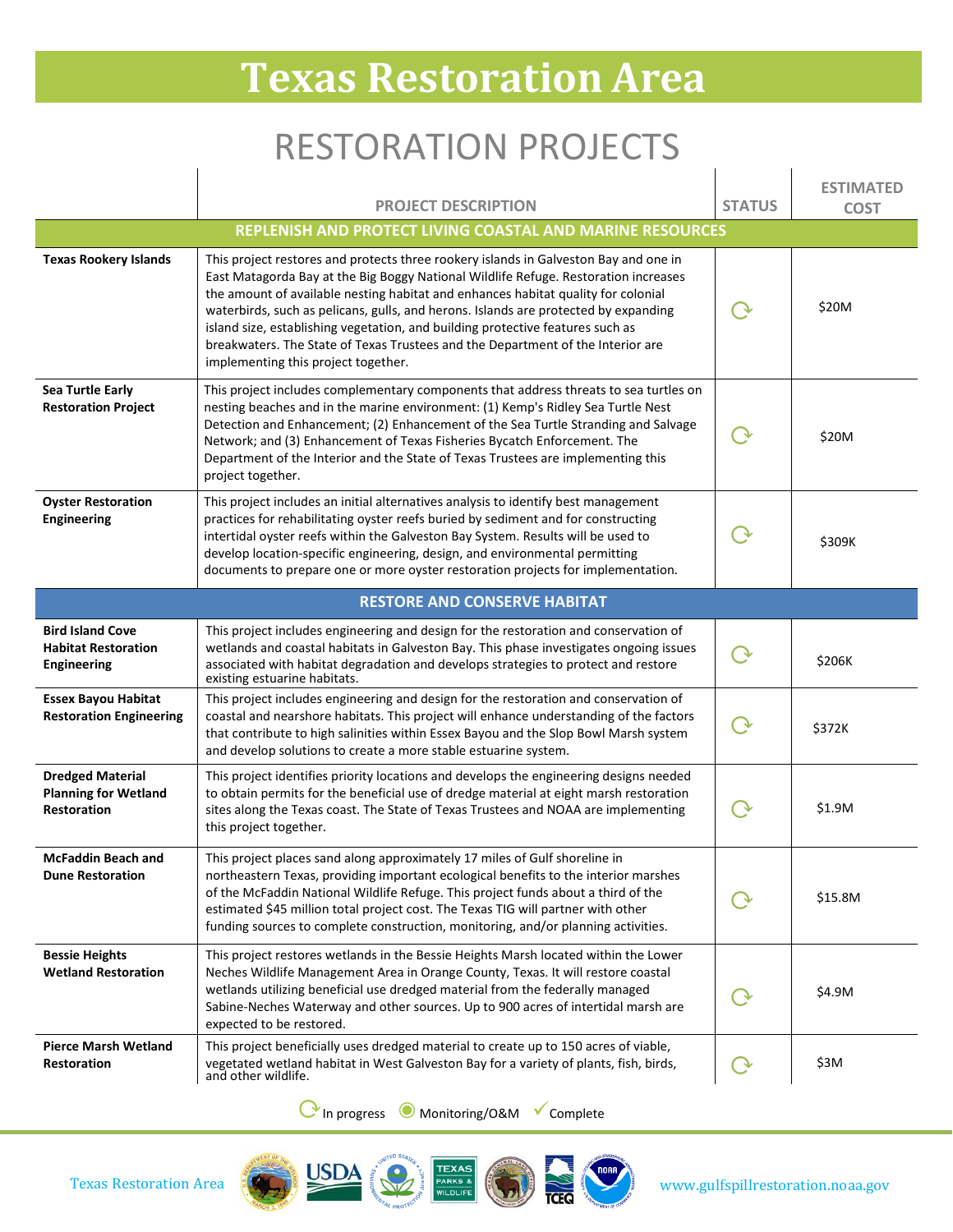# Texas Restoration Area

## RESTORATION PROJECTS

| | PROJECT DESCRIPTION | STATUS | ESTIMATED COST |
|---|---|---|---|
| | **REPLENISH AND PROTECT LIVING COASTAL AND MARINE RESOURCES** | | |
| **Texas Rookery Islands** | This project restores and protects three rookery islands in Galveston Bay and one in East Matagorda Bay at the Big Boggy National Wildlife Refuge. Restoration increases the amount of available nesting habitat and enhances habitat quality for colonial waterbirds, such as pelicans, gulls, and herons. Islands are protected by expanding island size, establishing vegetation, and building protective features such as breakwaters. The State of Texas Trustees and the Department of the Interior are implementing this project together. | In progress | $20M |
| **Sea Turtle Early Restoration Project** | This project includes complementary components that address threats to sea turtles on nesting beaches and in the marine environment: (1) Kemp's Ridley Sea Turtle Nest Detection and Enhancement; (2) Enhancement of the Sea Turtle Stranding and Salvage Network; and (3) Enhancement of Texas Fisheries Bycatch Enforcement. The Department of the Interior and the State of Texas Trustees are implementing this project together. | In progress | $20M |
| **Oyster Restoration Engineering** | This project includes an initial alternatives analysis to identify best management practices for rehabilitating oyster reefs buried by sediment and for constructing intertidal oyster reefs within the Galveston Bay System. Results will be used to develop location-specific engineering, design, and environmental permitting documents to prepare one or more oyster restoration projects for implementation. | In progress | $309K |
| | **RESTORE AND CONSERVE HABITAT** | | |
| **Bird Island Cove Habitat Restoration Engineering** | This project includes engineering and design for the restoration and conservation of wetlands and coastal habitats in Galveston Bay. This phase investigates ongoing issues associated with habitat degradation and develops strategies to protect and restore existing estuarine habitats. | In progress | $206K |
| **Essex Bayou Habitat Restoration Engineering** | This project includes engineering and design for the restoration and conservation of coastal and nearshore habitats. This project will enhance understanding of the factors that contribute to high salinities within Essex Bayou and the Slop Bowl Marsh system and develop solutions to create a more stable estuarine system. | In progress | $372K |
| **Dredged Material Planning for Wetland Restoration** | This project identifies priority locations and develops the engineering designs needed to obtain permits for the beneficial use of dredge material at eight marsh restoration sites along the Texas coast. The State of Texas Trustees and NOAA are implementing this project together. | In progress | $1.9M |
| **McFaddin Beach and Dune Restoration** | This project places sand along approximately 17 miles of Gulf shoreline in northeastern Texas, providing important ecological benefits to the interior marshes of the McFaddin National Wildlife Refuge. This project funds about a third of the estimated $45 million total project cost. The Texas TIG will partner with other funding sources to complete construction, monitoring, and/or planning activities. | In progress | $15.8M |
| **Bessie Heights Wetland Restoration** | This project restores wetlands in the Bessie Heights Marsh located within the Lower Neches Wildlife Management Area in Orange County, Texas. It will restore coastal wetlands utilizing beneficial use dredged material from the federally managed Sabine-Neches Waterway and other sources. Up to 900 acres of intertidal marsh are expected to be restored. | In progress | $4.9M |
| **Pierce Marsh Wetland Restoration** | This project beneficially uses dredged material to create up to 150 acres of viable, vegetated wetland habitat in West Galveston Bay for a variety of plants, fish, birds, and other wildlife. | In progress | $3M |

In progress · Monitoring/O&M · Complete

Texas Restoration Area www.gulfspillrestoration.noaa.gov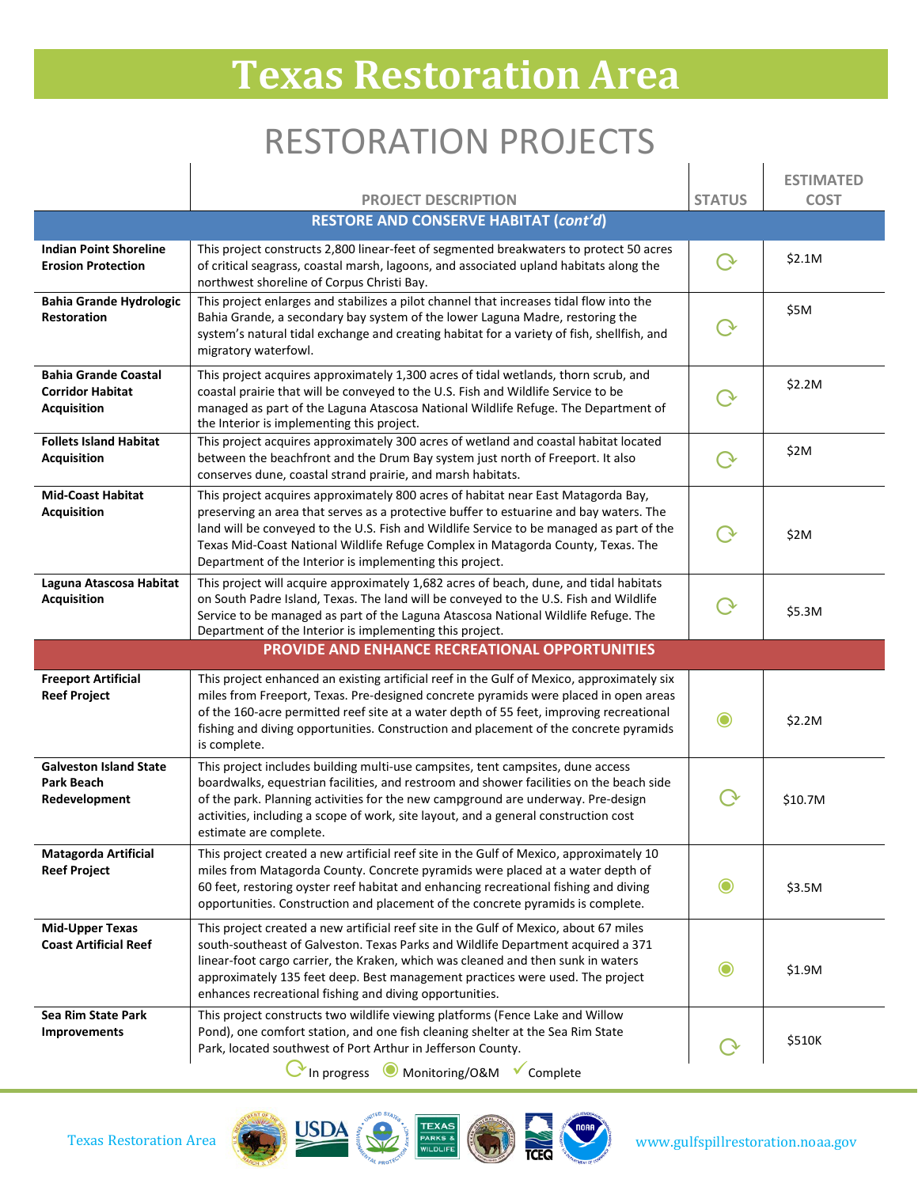# Texas Restoration Area

## RESTORATION PROJECTS

| | PROJECT DESCRIPTION | STATUS | ESTIMATED COST |
|---|---|---|---|
| **RESTORE AND CONSERVE HABITAT (*cont'd*)** | | | |
| **Indian Point Shoreline Erosion Protection** | This project constructs 2,800 linear-feet of segmented breakwaters to protect 50 acres of critical seagrass, coastal marsh, lagoons, and associated upland habitats along the northwest shoreline of Corpus Christi Bay. | In progress | $2.1M |
| **Bahia Grande Hydrologic Restoration** | This project enlarges and stabilizes a pilot channel that increases tidal flow into the Bahia Grande, a secondary bay system of the lower Laguna Madre, restoring the system's natural tidal exchange and creating habitat for a variety of fish, shellfish, and migratory waterfowl. | In progress | $5M |
| **Bahia Grande Coastal Corridor Habitat Acquisition** | This project acquires approximately 1,300 acres of tidal wetlands, thorn scrub, and coastal prairie that will be conveyed to the U.S. Fish and Wildlife Service to be managed as part of the Laguna Atascosa National Wildlife Refuge. The Department of the Interior is implementing this project. | In progress | $2.2M |
| **Follets Island Habitat Acquisition** | This project acquires approximately 300 acres of wetland and coastal habitat located between the beachfront and the Drum Bay system just north of Freeport. It also conserves dune, coastal strand prairie, and marsh habitats. | In progress | $2M |
| **Mid-Coast Habitat Acquisition** | This project acquires approximately 800 acres of habitat near East Matagorda Bay, preserving an area that serves as a protective buffer to estuarine and bay waters. The land will be conveyed to the U.S. Fish and Wildlife Service to be managed as part of the Texas Mid-Coast National Wildlife Refuge Complex in Matagorda County, Texas. The Department of the Interior is implementing this project. | In progress | $2M |
| **Laguna Atascosa Habitat Acquisition** | This project will acquire approximately 1,682 acres of beach, dune, and tidal habitats on South Padre Island, Texas. The land will be conveyed to the U.S. Fish and Wildlife Service to be managed as part of the Laguna Atascosa National Wildlife Refuge. The Department of the Interior is implementing this project. | In progress | $5.3M |
| **PROVIDE AND ENHANCE RECREATIONAL OPPORTUNITIES** | | | |
| **Freeport Artificial Reef Project** | This project enhanced an existing artificial reef in the Gulf of Mexico, approximately six miles from Freeport, Texas. Pre-designed concrete pyramids were placed in open areas of the 160-acre permitted reef site at a water depth of 55 feet, improving recreational fishing and diving opportunities. Construction and placement of the concrete pyramids is complete. | Monitoring/O&M | $2.2M |
| **Galveston Island State Park Beach Redevelopment** | This project includes building multi-use campsites, tent campsites, dune access boardwalks, equestrian facilities, and restroom and shower facilities on the beach side of the park. Planning activities for the new campground are underway. Pre-design activities, including a scope of work, site layout, and a general construction cost estimate are complete. | In progress | $10.7M |
| **Matagorda Artificial Reef Project** | This project created a new artificial reef site in the Gulf of Mexico, approximately 10 miles from Matagorda County. Concrete pyramids were placed at a water depth of 60 feet, restoring oyster reef habitat and enhancing recreational fishing and diving opportunities. Construction and placement of the concrete pyramids is complete. | Monitoring/O&M | $3.5M |
| **Mid-Upper Texas Coast Artificial Reef** | This project created a new artificial reef site in the Gulf of Mexico, about 67 miles south-southeast of Galveston. Texas Parks and Wildlife Department acquired a 371 linear-foot cargo carrier, the Kraken, which was cleaned and then sunk in waters approximately 135 feet deep. Best management practices were used. The project enhances recreational fishing and diving opportunities. | Monitoring/O&M | $1.9M |
| **Sea Rim State Park Improvements** | This project constructs two wildlife viewing platforms (Fence Lake and Willow Pond), one comfort station, and one fish cleaning shelter at the Sea Rim State Park, located southwest of Port Arthur in Jefferson County. | In progress | $510K |

In progress | Monitoring/O&M | Complete

Texas Restoration Area

www.gulfspillrestoration.noaa.gov